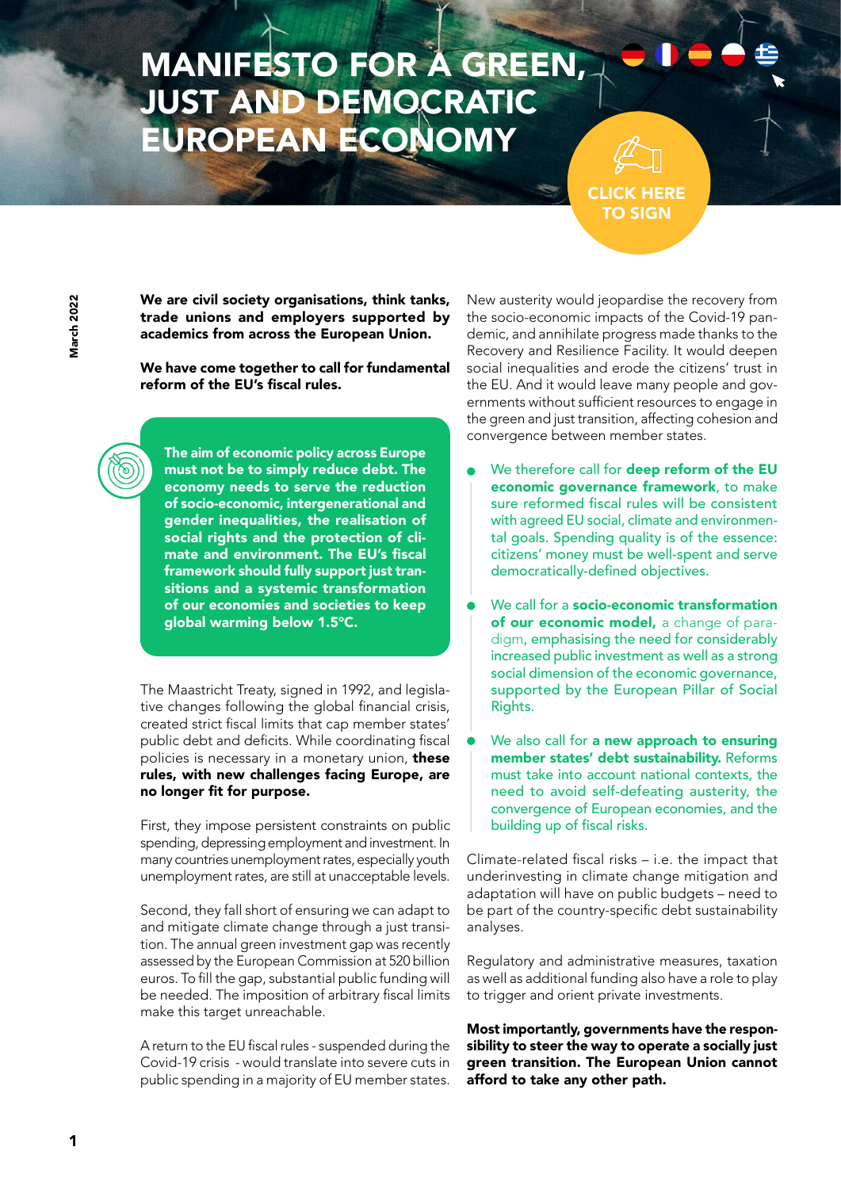# MANIFESTO FOR A GREEN, JUST AND DEMOCRATIC EUROPEAN ECONOMY

CLICK HERE TO SIGN

March 2022

**We are civil society organisations, think tanks, trade unions and employers supported by academics from across the European Union.**

**We have come together to call for fundamental reform of the EU's fiscal rules.**

**The aim of economic policy across Europe must not be to simply reduce debt. The economy needs to serve the reduction of socio-economic, intergenerational and gender inequalities, the realisation of social rights and the protection of climate and environment. The EU's fiscal framework should fully support just transitions and a systemic transformation of our economies and societies to keep global warming below 1.5°C.**

The Maastricht Treaty, signed in 1992, and legislative changes following the global financial crisis, created strict fiscal limits that cap member states' public debt and deficits. While coordinating fiscal policies is necessary in a monetary union, **these rules, with new challenges facing Europe, are no longer fit for purpose.**

First, they impose persistent constraints on public spending, depressing employment and investment. In many countries unemployment rates, especially youth unemployment rates, are still at unacceptable levels.

Second, they fall short of ensuring we can adapt to and mitigate climate change through a just transition. The annual green investment gap was recently assessed by the European Commission at 520 billion euros. To fill the gap, substantial public funding will be needed. The imposition of arbitrary fiscal limits make this target unreachable.

A return to the EU fiscal rules - suspended during the Covid-19 crisis - would translate into severe cuts in public spending in a majority of EU member states.

New austerity would jeopardise the recovery from the socio-economic impacts of the Covid-19 pandemic, and annihilate progress made thanks to the Recovery and Resilience Facility. It would deepen social inequalities and erode the citizens' trust in the EU. And it would leave many people and governments without sufficient resources to engage in the green and just transition, affecting cohesion and convergence between member states.

- We therefore call for **deep reform of the EU economic governance framework**, to make sure reformed fiscal rules will be consistent with agreed EU social, climate and environmental goals. Spending quality is of the essence: citizens' money must be well-spent and serve democratically-defined objectives.
- We call for a **socio-economic transformation of our economic model,** a change of paradigm, emphasising the need for considerably increased public investment as well as a strong social dimension of the economic governance, supported by the European Pillar of Social Rights.
- We also call for **a new approach to ensuring member states' debt sustainability.** Reforms must take into account national contexts, the need to avoid self-defeating austerity, the convergence of European economies, and the building up of fiscal risks.

Climate-related fiscal risks – i.e. the impact that underinvesting in climate change mitigation and adaptation will have on public budgets – need to be part of the country-specific debt sustainability analyses.

Regulatory and administrative measures, taxation as well as additional funding also have a role to play to trigger and orient private investments.

**Most importantly, governments have the responsibility to steer the way to operate a socially just green transition. The European Union cannot afford to take any other path.**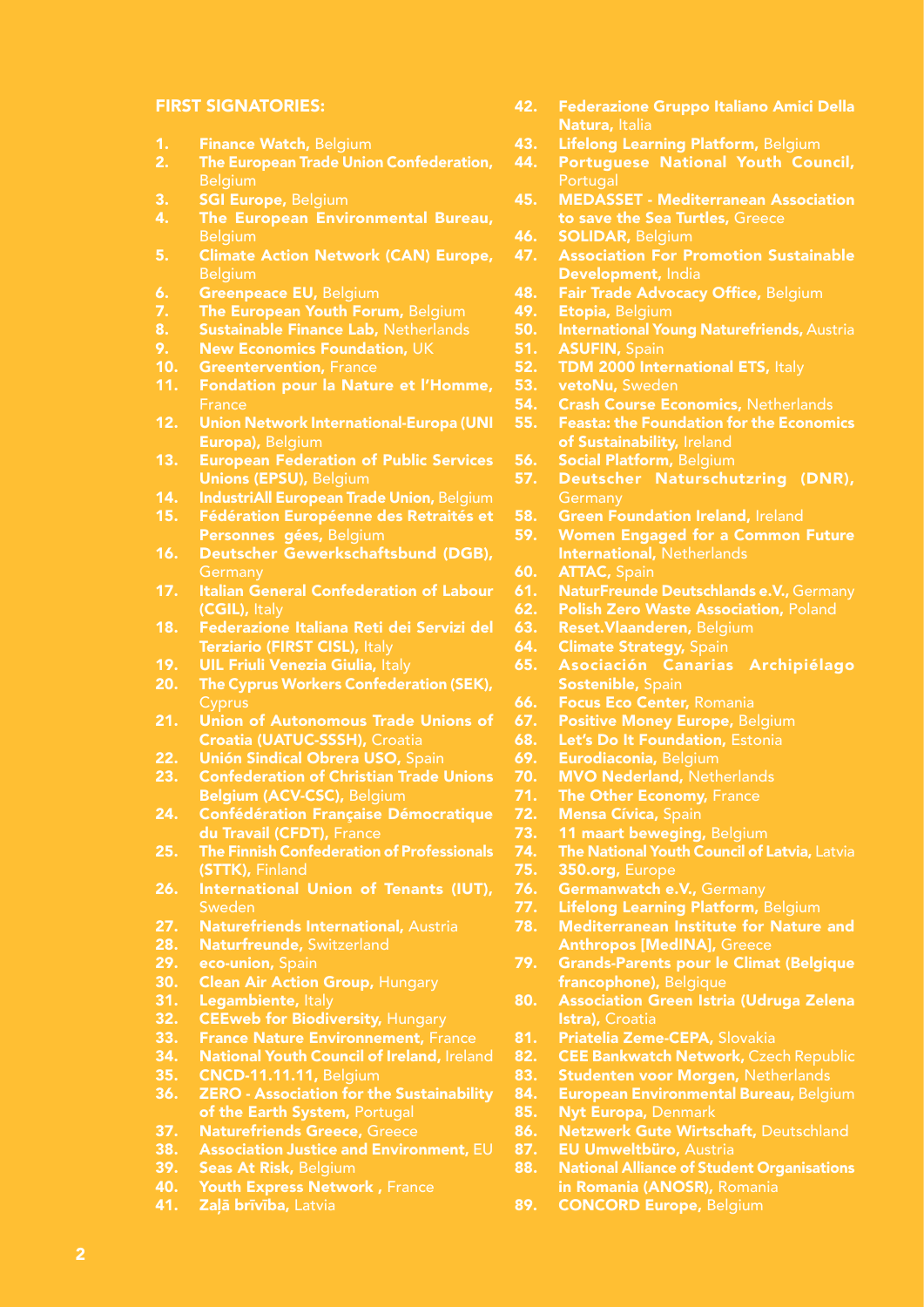## FIRST SIGNATORIES:

1. **Finance Watch,** Belgium
2. **The European Trade Union Confederation,** Belgium
3. **SGI Europe,** Belgium
4. **The European Environmental Bureau,** Belgium
5. **Climate Action Network (CAN) Europe,** Belgium
6. **Greenpeace EU,** Belgium
7. **The European Youth Forum,** Belgium
8. **Sustainable Finance Lab,** Netherlands
9. **New Economics Foundation,** UK
10. **Greentervention,** France
11. **Fondation pour la Nature et l'Homme,** France
12. **Union Network International-Europa (UNI Europa),** Belgium
13. **European Federation of Public Services Unions (EPSU),** Belgium
14. **IndustriAll European Trade Union,** Belgium
15. **Fédération Européenne des Retraités et Personnes gées,** Belgium
16. **Deutscher Gewerkschaftsbund (DGB),** Germany
17. **Italian General Confederation of Labour (CGIL),** Italy
18. **Federazione Italiana Reti dei Servizi del Terziario (FIRST CISL),** Italy
19. **UIL Friuli Venezia Giulia,** Italy
20. **The Cyprus Workers Confederation (SEK),** Cyprus
21. **Union of Autonomous Trade Unions of Croatia (UATUC-SSSH),** Croatia
22. **Unión Sindical Obrera USO,** Spain
23. **Confederation of Christian Trade Unions Belgium (ACV-CSC),** Belgium
24. **Confédération Française Démocratique du Travail (CFDT),** France
25. **The Finnish Confederation of Professionals (STTK),** Finland
26. **International Union of Tenants (IUT),** Sweden
27. **Naturefriends International,** Austria
28. **Naturfreunde,** Switzerland
29. **eco-union,** Spain
30. **Clean Air Action Group,** Hungary
31. **Legambiente,** Italy
32. **CEEweb for Biodiversity,** Hungary
33. **France Nature Environnement,** France
34. **National Youth Council of Ireland,** Ireland
35. **CNCD-11.11.11,** Belgium
36. **ZERO - Association for the Sustainability of the Earth System,** Portugal
37. **Naturefriends Greece,** Greece
38. **Association Justice and Environment,** EU
39. **Seas At Risk,** Belgium
40. **Youth Express Network ,** France
41. **Zaļā brīvība,** Latvia
42. **Federazione Gruppo Italiano Amici Della Natura,** Italia
43. **Lifelong Learning Platform,** Belgium
44. **Portuguese National Youth Council,** Portugal
45. **MEDASSET - Mediterranean Association to save the Sea Turtles,** Greece
46. **SOLIDAR,** Belgium
47. **Association For Promotion Sustainable Development,** India
48. **Fair Trade Advocacy Office,** Belgium
49. **Etopia,** Belgium
50. **International Young Naturefriends,** Austria
51. **ASUFIN,** Spain
52. **TDM 2000 International ETS,** Italy
53. **vetoNu,** Sweden
54. **Crash Course Economics,** Netherlands
55. **Feasta: the Foundation for the Economics of Sustainability,** Ireland
56. **Social Platform,** Belgium
57. **Deutscher Naturschutzring (DNR),** Germany
58. **Green Foundation Ireland,** Ireland
59. **Women Engaged for a Common Future International,** Netherlands
60. **ATTAC,** Spain
61. **NaturFreunde Deutschlands e.V.,** Germany
62. **Polish Zero Waste Association,** Poland
63. **Reset.Vlaanderen,** Belgium
64. **Climate Strategy,** Spain
65. **Asociación Canarias Archipiélago Sostenible,** Spain
66. **Focus Eco Center,** Romania
67. **Positive Money Europe,** Belgium
68. **Let's Do It Foundation,** Estonia
69. **Eurodiaconia,** Belgium
70. **MVO Nederland,** Netherlands
71. **The Other Economy,** France
72. **Mensa Cívica,** Spain
73. **11 maart beweging,** Belgium
74. **The National Youth Council of Latvia,** Latvia
75. **350.org,** Europe
76. **Germanwatch e.V.,** Germany
77. **Lifelong Learning Platform,** Belgium
78. **Mediterranean Institute for Nature and Anthropos [MedINA],** Greece
79. **Grands-Parents pour le Climat (Belgique francophone),** Belgique
80. **Association Green Istria (Udruga Zelena Istra),** Croatia
81. **Priatelia Zeme-CEPA,** Slovakia
82. **CEE Bankwatch Network,** Czech Republic
83. **Studenten voor Morgen,** Netherlands
84. **European Environmental Bureau,** Belgium
85. **Nyt Europa,** Denmark
86. **Netzwerk Gute Wirtschaft,** Deutschland
87. **EU Umweltbüro,** Austria
88. **National Alliance of Student Organisations in Romania (ANOSR),** Romania
89. **CONCORD Europe,** Belgium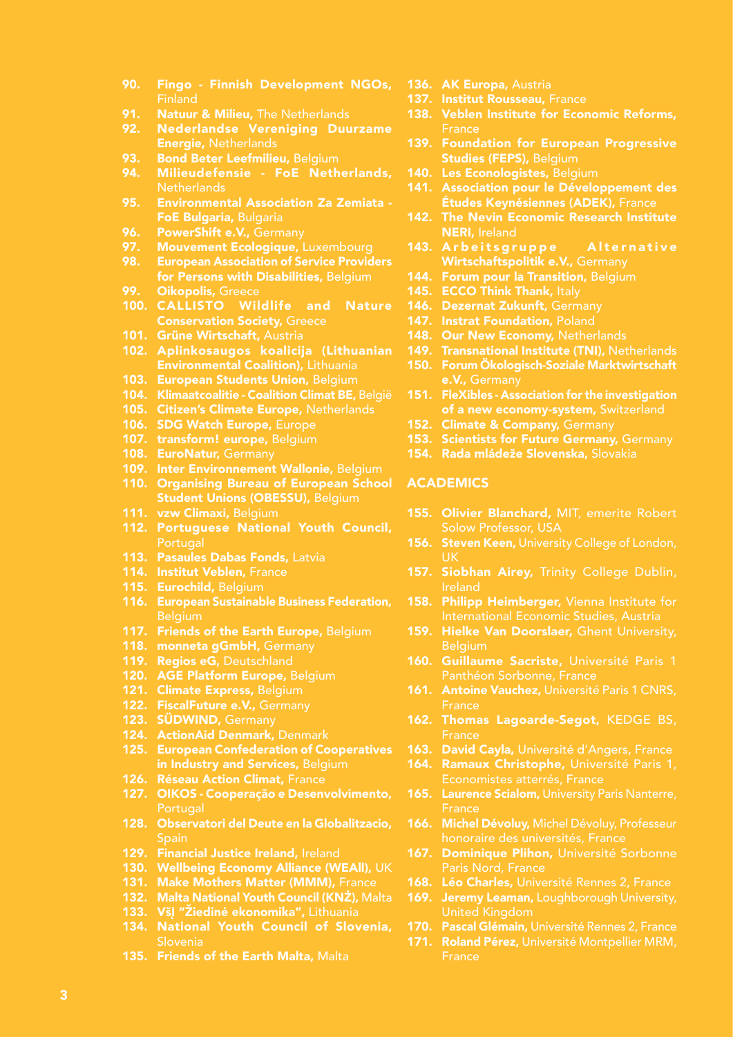90. **Fingo - Finnish Development NGOs,** Finland
91. **Natuur & Milieu,** The Netherlands
92. **Nederlandse Vereniging Duurzame Energie,** Netherlands
93. **Bond Beter Leefmilieu,** Belgium
94. **Milieudefensie - FoE Netherlands,** Netherlands
95. **Environmental Association Za Zemiata - FoE Bulgaria,** Bulgaria
96. **PowerShift e.V.,** Germany
97. **Mouvement Ecologique,** Luxembourg
98. **European Association of Service Providers for Persons with Disabilities,** Belgium
99. **Oikopolis,** Greece
100. **CALLISTO Wildlife and Nature Conservation Society,** Greece
101. **Grüne Wirtschaft,** Austria
102. **Aplinkosaugos koalicija (Lithuanian Environmental Coalition),** Lithuania
103. **European Students Union,** Belgium
104. **Klimaatcoalitie - Coalition Climat BE,** België
105. **Citizen's Climate Europe,** Netherlands
106. **SDG Watch Europe,** Europe
107. **transform! europe,** Belgium
108. **EuroNatur,** Germany
109. **Inter Environnement Wallonie,** Belgium
110. **Organising Bureau of European School Student Unions (OBESSU),** Belgium
111. **vzw Climaxi,** Belgium
112. **Portuguese National Youth Council,** Portugal
113. **Pasaules Dabas Fonds,** Latvia
114. **Institut Veblen,** France
115. **Eurochild,** Belgium
116. **European Sustainable Business Federation,** Belgium
117. **Friends of the Earth Europe,** Belgium
118. **monneta gGmbH,** Germany
119. **Regios eG,** Deutschland
120. **AGE Platform Europe,** Belgium
121. **Climate Express,** Belgium
122. **FiscalFuture e.V.,** Germany
123. **SÜDWIND,** Germany
124. **ActionAid Denmark,** Denmark
125. **European Confederation of Cooperatives in Industry and Services,** Belgium
126. **Réseau Action Climat,** France
127. **OIKOS - Cooperação e Desenvolvimento,** Portugal
128. **Observatori del Deute en la Globalitzacio,** Spain
129. **Financial Justice Ireland,** Ireland
130. **Wellbeing Economy Alliance (WEAll),** UK
131. **Make Mothers Matter (MMM),** France
132. **Malta National Youth Council (KNŻ),** Malta
133. **VšĮ "Žiedinė ekonomika",** Lithuania
134. **National Youth Council of Slovenia,** Slovenia
135. **Friends of the Earth Malta,** Malta
136. **AK Europa,** Austria
137. **Institut Rousseau,** France
138. **Veblen Institute for Economic Reforms,** France
139. **Foundation for European Progressive Studies (FEPS),** Belgium
140. **Les Econologistes,** Belgium
141. **Association pour le Développement des Études Keynésiennes (ADEK),** France
142. **The Nevin Economic Research Institute NERI,** Ireland
143. **Arbeitsgruppe Alternative Wirtschaftspolitik e.V.,** Germany
144. **Forum pour la Transition,** Belgium
145. **ECCO Think Thank,** Italy
146. **Dezernat Zukunft,** Germany
147. **Instrat Foundation,** Poland
148. **Our New Economy,** Netherlands
149. **Transnational Institute (TNI),** Netherlands
150. **Forum Ökologisch-Soziale Marktwirtschaft e.V.,** Germany
151. **FleXibles - Association for the investigation of a new economy-system,** Switzerland
152. **Climate & Company,** Germany
153. **Scientists for Future Germany,** Germany
154. **Rada mládeže Slovenska,** Slovakia

## ACADEMICS

155. **Olivier Blanchard,** MIT, emerite Robert Solow Professor, USA
156. **Steven Keen,** University College of London, UK
157. **Siobhan Airey,** Trinity College Dublin, Ireland
158. **Philipp Heimberger,** Vienna Institute for International Economic Studies, Austria
159. **Hielke Van Doorslaer,** Ghent University, Belgium
160. **Guillaume Sacriste,** Université Paris 1 Panthéon Sorbonne, France
161. **Antoine Vauchez,** Université Paris 1 CNRS, France
162. **Thomas Lagoarde-Segot,** KEDGE BS, France
163. **David Cayla,** Université d'Angers, France
164. **Ramaux Christophe,** Université Paris 1, Economistes atterrés, France
165. **Laurence Scialom,** University Paris Nanterre, France
166. **Michel Dévoluy,** Michel Dévoluy, Professeur honoraire des universités, France
167. **Dominique Plihon,** Université Sorbonne Paris Nord, France
168. **Léo Charles,** Université Rennes 2, France
169. **Jeremy Leaman,** Loughborough University, United Kingdom
170. **Pascal Glémain,** Université Rennes 2, France
171. **Roland Pérez,** Université Montpellier MRM, France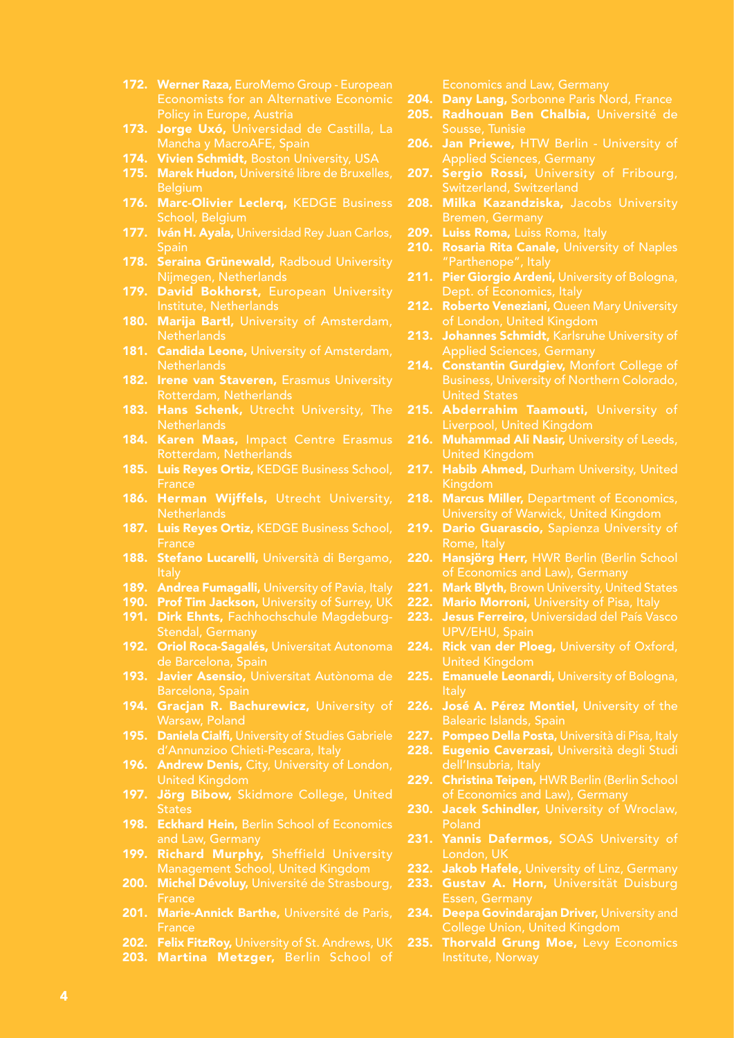172. **Werner Raza,** EuroMemo Group - European Economists for an Alternative Economic Policy in Europe, Austria
173. **Jorge Uxó,** Universidad de Castilla, La Mancha y MacroAFE, Spain
174. **Vivien Schmidt,** Boston University, USA
175. **Marek Hudon,** Université libre de Bruxelles, Belgium
176. **Marc-Olivier Leclerq,** KEDGE Business School, Belgium
177. **Iván H. Ayala,** Universidad Rey Juan Carlos, Spain
178. **Seraina Grünewald,** Radboud University Nijmegen, Netherlands
179. **David Bokhorst,** European University Institute, Netherlands
180. **Marija Bartl,** University of Amsterdam, Netherlands
181. **Candida Leone,** University of Amsterdam, Netherlands
182. **Irene van Staveren,** Erasmus University Rotterdam, Netherlands
183. **Hans Schenk,** Utrecht University, The Netherlands
184. **Karen Maas,** Impact Centre Erasmus Rotterdam, Netherlands
185. **Luis Reyes Ortiz,** KEDGE Business School, France
186. **Herman Wijffels,** Utrecht University, Netherlands
187. **Luis Reyes Ortiz,** KEDGE Business School, France
188. **Stefano Lucarelli,** Università di Bergamo, Italy
189. **Andrea Fumagalli,** University of Pavia, Italy
190. **Prof Tim Jackson,** University of Surrey, UK
191. **Dirk Ehnts,** Fachhochschule Magdeburg-Stendal, Germany
192. **Oriol Roca-Sagalés,** Universitat Autonoma de Barcelona, Spain
193. **Javier Asensio,** Universitat Autònoma de Barcelona, Spain
194. **Gracjan R. Bachurewicz,** University of Warsaw, Poland
195. **Daniela Cialfi,** University of Studies Gabriele d'Annunzioo Chieti-Pescara, Italy
196. **Andrew Denis,** City, University of London, United Kingdom
197. **Jörg Bibow,** Skidmore College, United States
198. **Eckhard Hein,** Berlin School of Economics and Law, Germany
199. **Richard Murphy,** Sheffield University Management School, United Kingdom
200. **Michel Dévoluy,** Université de Strasbourg, France
201. **Marie-Annick Barthe,** Université de Paris, France
202. **Felix FitzRoy,** University of St. Andrews, UK
203. **Martina Metzger,** Berlin School of Economics and Law, Germany
204. **Dany Lang,** Sorbonne Paris Nord, France
205. **Radhouan Ben Chalbia,** Université de Sousse, Tunisie
206. **Jan Priewe,** HTW Berlin - University of Applied Sciences, Germany
207. **Sergio Rossi,** University of Fribourg, Switzerland, Switzerland
208. **Milka Kazandziska,** Jacobs University Bremen, Germany
209. **Luiss Roma,** Luiss Roma, Italy
210. **Rosaria Rita Canale,** University of Naples "Parthenope", Italy
211. **Pier Giorgio Ardeni,** University of Bologna, Dept. of Economics, Italy
212. **Roberto Veneziani,** Queen Mary University of London, United Kingdom
213. **Johannes Schmidt,** Karlsruhe University of Applied Sciences, Germany
214. **Constantin Gurdgiev,** Monfort College of Business, University of Northern Colorado, United States
215. **Abderrahim Taamouti,** University of Liverpool, United Kingdom
216. **Muhammad Ali Nasir,** University of Leeds, United Kingdom
217. **Habib Ahmed,** Durham University, United Kingdom
218. **Marcus Miller,** Department of Economics, University of Warwick, United Kingdom
219. **Dario Guarascio,** Sapienza University of Rome, Italy
220. **Hansjörg Herr,** HWR Berlin (Berlin School of Economics and Law), Germany
221. **Mark Blyth,** Brown University, United States
222. **Mario Morroni,** University of Pisa, Italy
223. **Jesus Ferreiro,** Universidad del País Vasco UPV/EHU, Spain
224. **Rick van der Ploeg,** University of Oxford, United Kingdom
225. **Emanuele Leonardi,** University of Bologna, Italy
226. **José A. Pérez Montiel,** University of the Balearic Islands, Spain
227. **Pompeo Della Posta,** Università di Pisa, Italy
228. **Eugenio Caverzasi,** Università degli Studi dell'Insubria, Italy
229. **Christina Teipen,** HWR Berlin (Berlin School of Economics and Law), Germany
230. **Jacek Schindler,** University of Wroclaw, Poland
231. **Yannis Dafermos,** SOAS University of London, UK
232. **Jakob Hafele,** University of Linz, Germany
233. **Gustav A. Horn,** Universität Duisburg Essen, Germany
234. **Deepa Govindarajan Driver,** University and College Union, United Kingdom
235. **Thorvald Grung Moe,** Levy Economics Institute, Norway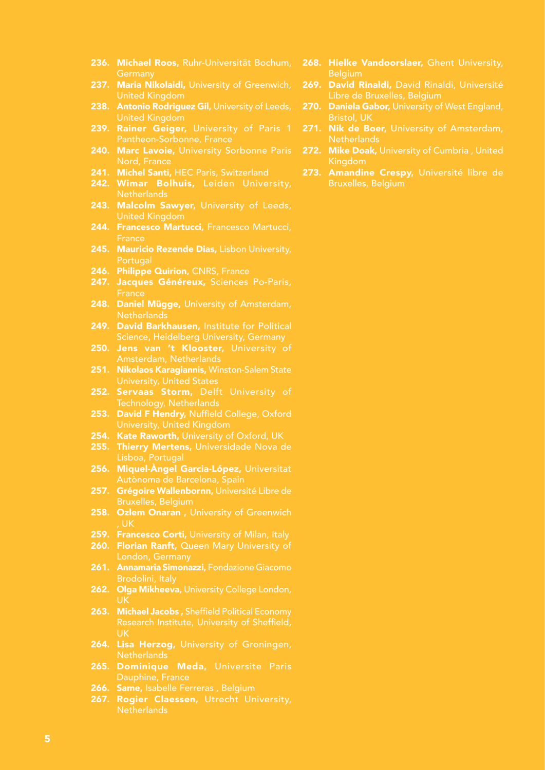236. **Michael Roos,** Ruhr-Universität Bochum, Germany
237. **Maria Nikolaidi,** University of Greenwich, United Kingdom
238. **Antonio Rodriguez Gil,** University of Leeds, United Kingdom
239. **Rainer Geiger,** University of Paris 1 Pantheon-Sorbonne, France
240. **Marc Lavoie,** University Sorbonne Paris Nord, France
241. **Michel Santi,** HEC Paris, Switzerland
242. **Wimar Bolhuis,** Leiden University, Netherlands
243. **Malcolm Sawyer,** University of Leeds, United Kingdom
244. **Francesco Martucci,** Francesco Martucci, France
245. **Mauricio Rezende Dias,** Lisbon University, Portugal
246. **Philippe Quirion,** CNRS, France
247. **Jacques Généreux,** Sciences Po-Paris, France
248. **Daniel Mügge,** University of Amsterdam, Netherlands
249. **David Barkhausen,** Institute for Political Science, Heidelberg University, Germany
250. **Jens van 't Klooster,** University of Amsterdam, Netherlands
251. **Nikolaos Karagiannis,** Winston-Salem State University, United States
252. **Servaas Storm,** Delft University of Technology, Netherlands
253. **David F Hendry,** Nuffield College, Oxford University, United Kingdom
254. **Kate Raworth,** University of Oxford, UK
255. **Thierry Mertens,** Universidade Nova de Lisboa, Portugal
256. **Miquel-Àngel Garcia-López,** Universitat Autònoma de Barcelona, Spain
257. **Grégoire Wallenbornn,** Université Libre de Bruxelles, Belgium
258. **Ozlem Onaran ,** University of Greenwich , UK
259. **Francesco Corti,** University of Milan, Italy
260. **Florian Ranft,** Queen Mary University of London, Germany
261. **Annamaria Simonazzi,** Fondazione Giacomo Brodolini, Italy
262. **Olga Mikheeva,** University College London, UK
263. **Michael Jacobs ,** Sheffield Political Economy Research Institute, University of Sheffield, UK
264. **Lisa Herzog,** University of Groningen, Netherlands
265. **Dominique Meda,** Universite Paris Dauphine, France
266. **Same,** Isabelle Ferreras , Belgium
267. **Rogier Claessen,** Utrecht University, Netherlands
268. **Hielke Vandoorslaer,** Ghent University, Belgium
269. **David Rinaldi,** David Rinaldi, Université Libre de Bruxelles, Belgium
270. **Daniela Gabor,** University of West England, Bristol, UK
271. **Nik de Boer,** University of Amsterdam, Netherlands
272. **Mike Doak,** University of Cumbria , United Kingdom
273. **Amandine Crespy,** Université libre de Bruxelles, Belgium